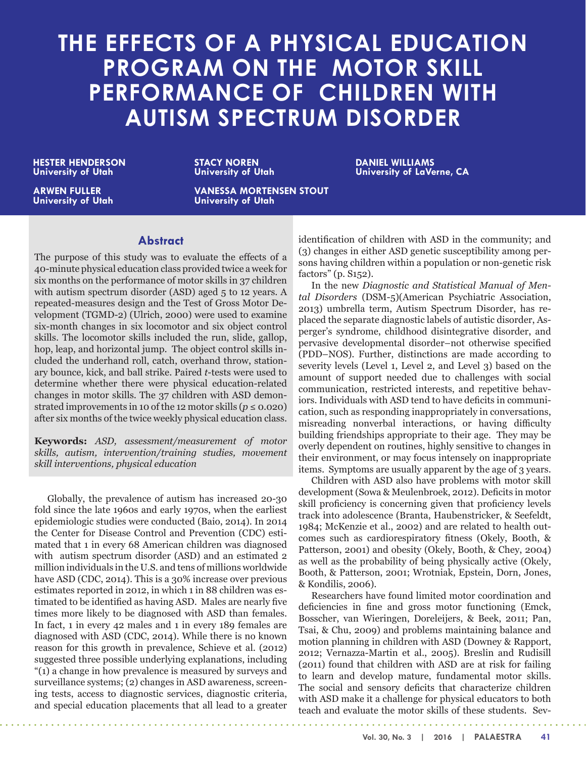# THE EFFECTS OF A PHYSICAL EDUCATION PROGRAM ON THE MOTOR SKILL PERFORMANCE OF CHILDREN WITH AUTISM SPECTRUM DISORDER

**HESTER HENDERSON**
**University of Utah**

**STACY NOREN**
**University of Utah**

**DANIEL WILLIAMS**
**University of LaVerne, CA**

**ARWEN FULLER**
**University of Utah**

**VANESSA MORTENSEN STOUT**
**University of Utah**

## Abstract

The purpose of this study was to evaluate the effects of a 40-minute physical education class provided twice a week for six months on the performance of motor skills in 37 children with autism spectrum disorder (ASD) aged 5 to 12 years. A repeated-measures design and the Test of Gross Motor Development (TGMD-2) (Ulrich, 2000) were used to examine six-month changes in six locomotor and six object control skills. The locomotor skills included the run, slide, gallop, hop, leap, and horizontal jump. The object control skills included the underhand roll, catch, overhand throw, stationary bounce, kick, and ball strike. Paired *t*-tests were used to determine whether there were physical education-related changes in motor skills. The 37 children with ASD demonstrated improvements in 10 of the 12 motor skills ($p \leq 0.020$) after six months of the twice weekly physical education class.

**Keywords:** *ASD, assessment/measurement of motor skills, autism, intervention/training studies, movement skill interventions, physical education*

Globally, the prevalence of autism has increased 20-30 fold since the late 1960s and early 1970s, when the earliest epidemiologic studies were conducted (Baio, 2014). In 2014 the Center for Disease Control and Prevention (CDC) estimated that 1 in every 68 American children was diagnosed with autism spectrum disorder (ASD) and an estimated 2 million individuals in the U.S. and tens of millions worldwide have ASD (CDC, 2014). This is a 30% increase over previous estimates reported in 2012, in which 1 in 88 children was estimated to be identified as having ASD. Males are nearly five times more likely to be diagnosed with ASD than females. In fact, 1 in every 42 males and 1 in every 189 females are diagnosed with ASD (CDC, 2014). While there is no known reason for this growth in prevalence, Schieve et al. (2012) suggested three possible underlying explanations, including "(1) a change in how prevalence is measured by surveys and surveillance systems; (2) changes in ASD awareness, screening tests, access to diagnostic services, diagnostic criteria, and special education placements that all lead to a greater identification of children with ASD in the community; and (3) changes in either ASD genetic susceptibility among persons having children within a population or non-genetic risk factors" (p. S152).

In the new *Diagnostic and Statistical Manual of Mental Disorders* (DSM-5)(American Psychiatric Association, 2013) umbrella term, Autism Spectrum Disorder, has replaced the separate diagnostic labels of autistic disorder, Asperger's syndrome, childhood disintegrative disorder, and pervasive developmental disorder–not otherwise specified (PDD–NOS). Further, distinctions are made according to severity levels (Level 1, Level 2, and Level 3) based on the amount of support needed due to challenges with social communication, restricted interests, and repetitive behaviors. Individuals with ASD tend to have deficits in communication, such as responding inappropriately in conversations, misreading nonverbal interactions, or having difficulty building friendships appropriate to their age. They may be overly dependent on routines, highly sensitive to changes in their environment, or may focus intensely on inappropriate items. Symptoms are usually apparent by the age of 3 years.

Children with ASD also have problems with motor skill development (Sowa & Meulenbroek, 2012). Deficits in motor skill proficiency is concerning given that proficiency levels track into adolescence (Branta, Haubenstricker, & Seefeldt, 1984; McKenzie et al., 2002) and are related to health outcomes such as cardiorespiratory fitness (Okely, Booth, & Patterson, 2001) and obesity (Okely, Booth, & Chey, 2004) as well as the probability of being physically active (Okely, Booth, & Patterson, 2001; Wrotniak, Epstein, Dorn, Jones, & Kondilis, 2006).

Researchers have found limited motor coordination and deficiencies in fine and gross motor functioning (Emck, Bosscher, van Wieringen, Doreleijers, & Beek, 2011; Pan, Tsai, & Chu, 2009) and problems maintaining balance and motion planning in children with ASD (Downey & Rapport, 2012; Vernazza-Martin et al., 2005). Breslin and Rudisill (2011) found that children with ASD are at risk for failing to learn and develop mature, fundamental motor skills. The social and sensory deficits that characterize children with ASD make it a challenge for physical educators to both teach and evaluate the motor skills of these students. Sev-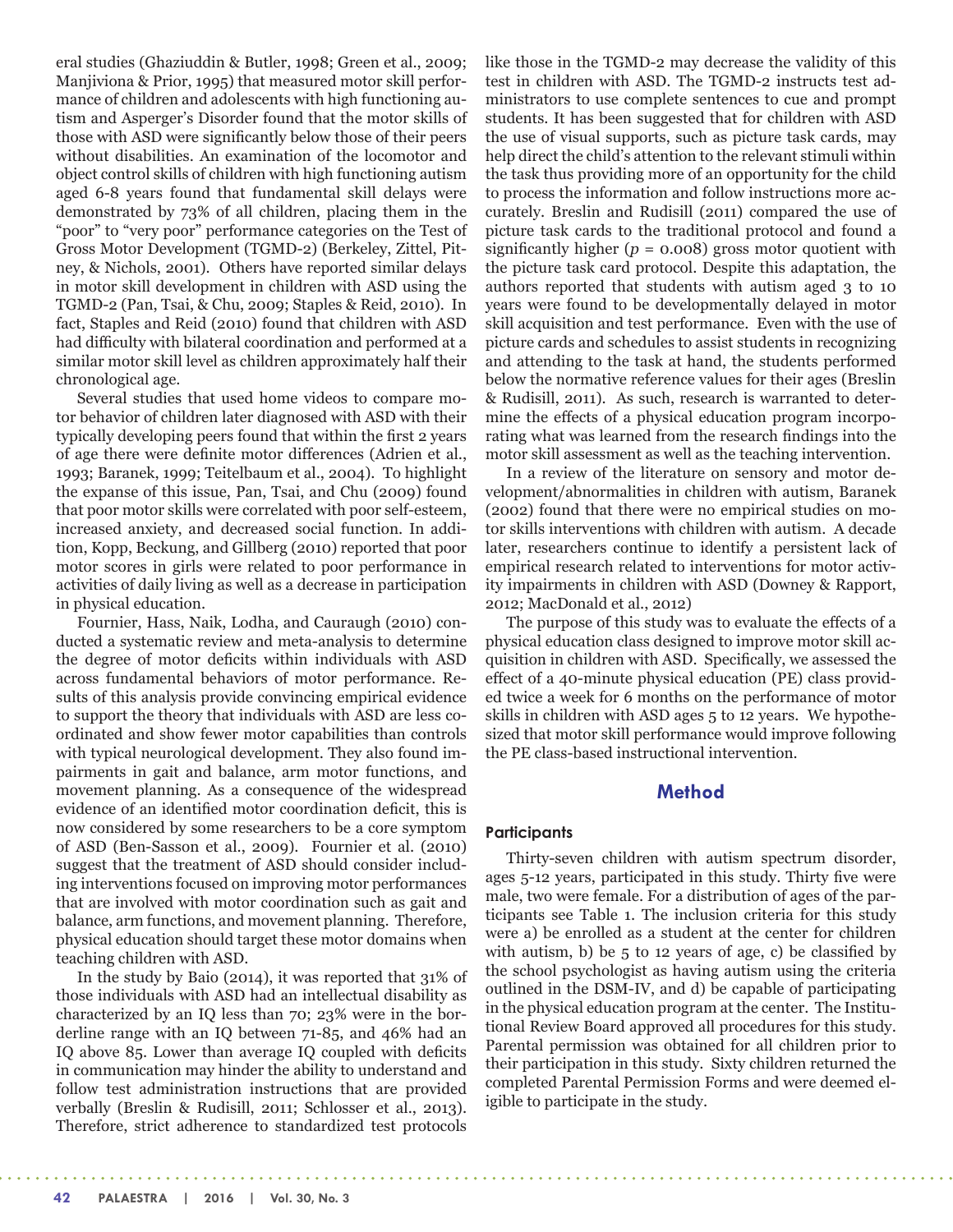eral studies (Ghaziuddin & Butler, 1998; Green et al., 2009; Manjiviona & Prior, 1995) that measured motor skill performance of children and adolescents with high functioning autism and Asperger's Disorder found that the motor skills of those with ASD were significantly below those of their peers without disabilities. An examination of the locomotor and object control skills of children with high functioning autism aged 6-8 years found that fundamental skill delays were demonstrated by 73% of all children, placing them in the "poor" to "very poor" performance categories on the Test of Gross Motor Development (TGMD-2) (Berkeley, Zittel, Pitney, & Nichols, 2001). Others have reported similar delays in motor skill development in children with ASD using the TGMD-2 (Pan, Tsai, & Chu, 2009; Staples & Reid, 2010). In fact, Staples and Reid (2010) found that children with ASD had difficulty with bilateral coordination and performed at a similar motor skill level as children approximately half their chronological age.

Several studies that used home videos to compare motor behavior of children later diagnosed with ASD with their typically developing peers found that within the first 2 years of age there were definite motor differences (Adrien et al., 1993; Baranek, 1999; Teitelbaum et al., 2004). To highlight the expanse of this issue, Pan, Tsai, and Chu (2009) found that poor motor skills were correlated with poor self-esteem, increased anxiety, and decreased social function. In addition, Kopp, Beckung, and Gillberg (2010) reported that poor motor scores in girls were related to poor performance in activities of daily living as well as a decrease in participation in physical education.

Fournier, Hass, Naik, Lodha, and Cauraugh (2010) conducted a systematic review and meta-analysis to determine the degree of motor deficits within individuals with ASD across fundamental behaviors of motor performance. Results of this analysis provide convincing empirical evidence to support the theory that individuals with ASD are less coordinated and show fewer motor capabilities than controls with typical neurological development. They also found impairments in gait and balance, arm motor functions, and movement planning. As a consequence of the widespread evidence of an identified motor coordination deficit, this is now considered by some researchers to be a core symptom of ASD (Ben-Sasson et al., 2009). Fournier et al. (2010) suggest that the treatment of ASD should consider including interventions focused on improving motor performances that are involved with motor coordination such as gait and balance, arm functions, and movement planning. Therefore, physical education should target these motor domains when teaching children with ASD.

In the study by Baio (2014), it was reported that 31% of those individuals with ASD had an intellectual disability as characterized by an IQ less than 70; 23% were in the borderline range with an IQ between 71-85, and 46% had an IQ above 85. Lower than average IQ coupled with deficits in communication may hinder the ability to understand and follow test administration instructions that are provided verbally (Breslin & Rudisill, 2011; Schlosser et al., 2013). Therefore, strict adherence to standardized test protocols like those in the TGMD-2 may decrease the validity of this test in children with ASD. The TGMD-2 instructs test administrators to use complete sentences to cue and prompt students. It has been suggested that for children with ASD the use of visual supports, such as picture task cards, may help direct the child's attention to the relevant stimuli within the task thus providing more of an opportunity for the child to process the information and follow instructions more accurately. Breslin and Rudisill (2011) compared the use of picture task cards to the traditional protocol and found a significantly higher ($p$ = 0.008) gross motor quotient with the picture task card protocol. Despite this adaptation, the authors reported that students with autism aged 3 to 10 years were found to be developmentally delayed in motor skill acquisition and test performance. Even with the use of picture cards and schedules to assist students in recognizing and attending to the task at hand, the students performed below the normative reference values for their ages (Breslin & Rudisill, 2011). As such, research is warranted to determine the effects of a physical education program incorporating what was learned from the research findings into the motor skill assessment as well as the teaching intervention.

In a review of the literature on sensory and motor development/abnormalities in children with autism, Baranek (2002) found that there were no empirical studies on motor skills interventions with children with autism. A decade later, researchers continue to identify a persistent lack of empirical research related to interventions for motor activity impairments in children with ASD (Downey & Rapport, 2012; MacDonald et al., 2012)

The purpose of this study was to evaluate the effects of a physical education class designed to improve motor skill acquisition in children with ASD. Specifically, we assessed the effect of a 40-minute physical education (PE) class provided twice a week for 6 months on the performance of motor skills in children with ASD ages 5 to 12 years. We hypothesized that motor skill performance would improve following the PE class-based instructional intervention.

## Method

### Participants

Thirty-seven children with autism spectrum disorder, ages 5-12 years, participated in this study. Thirty five were male, two were female. For a distribution of ages of the participants see Table 1. The inclusion criteria for this study were a) be enrolled as a student at the center for children with autism, b) be 5 to 12 years of age, c) be classified by the school psychologist as having autism using the criteria outlined in the DSM-IV, and d) be capable of participating in the physical education program at the center. The Institutional Review Board approved all procedures for this study. Parental permission was obtained for all children prior to their participation in this study. Sixty children returned the completed Parental Permission Forms and were deemed eligible to participate in the study.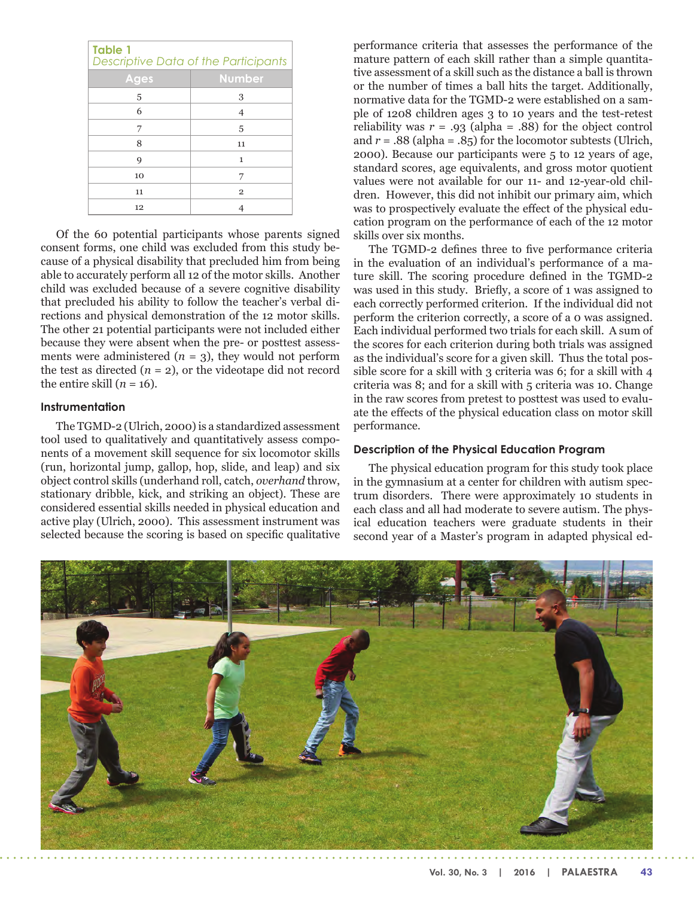**Table 1**
*Descriptive Data of the Participants*

| Ages | Number |
|---|---|
| 5 | 3 |
| 6 | 4 |
| 7 | 5 |
| 8 | 11 |
| 9 | 1 |
| 10 | 7 |
| 11 | 2 |
| 12 | 4 |

Of the 60 potential participants whose parents signed consent forms, one child was excluded from this study because of a physical disability that precluded him from being able to accurately perform all 12 of the motor skills. Another child was excluded because of a severe cognitive disability that precluded his ability to follow the teacher's verbal directions and physical demonstration of the 12 motor skills. The other 21 potential participants were not included either because they were absent when the pre- or posttest assessments were administered ($n$ = 3), they would not perform the test as directed ($n$ = 2), or the videotape did not record the entire skill ($n$ = 16).

### Instrumentation

The TGMD-2 (Ulrich, 2000) is a standardized assessment tool used to qualitatively and quantitatively assess components of a movement skill sequence for six locomotor skills (run, horizontal jump, gallop, hop, slide, and leap) and six object control skills (underhand roll, catch, *overhand* throw, stationary dribble, kick, and striking an object). These are considered essential skills needed in physical education and active play (Ulrich, 2000). This assessment instrument was selected because the scoring is based on specific qualitative performance criteria that assesses the performance of the mature pattern of each skill rather than a simple quantitative assessment of a skill such as the distance a ball is thrown or the number of times a ball hits the target. Additionally, normative data for the TGMD-2 were established on a sample of 1208 children ages 3 to 10 years and the test-retest reliability was $r$ = .93 (alpha = .88) for the object control and $r$ = .88 (alpha = .85) for the locomotor subtests (Ulrich, 2000). Because our participants were 5 to 12 years of age, standard scores, age equivalents, and gross motor quotient values were not available for our 11- and 12-year-old children. However, this did not inhibit our primary aim, which was to prospectively evaluate the effect of the physical education program on the performance of each of the 12 motor skills over six months.

The TGMD-2 defines three to five performance criteria in the evaluation of an individual's performance of a mature skill. The scoring procedure defined in the TGMD-2 was used in this study. Briefly, a score of 1 was assigned to each correctly performed criterion. If the individual did not perform the criterion correctly, a score of a 0 was assigned. Each individual performed two trials for each skill. A sum of the scores for each criterion during both trials was assigned as the individual's score for a given skill. Thus the total possible score for a skill with 3 criteria was 6; for a skill with 4 criteria was 8; and for a skill with 5 criteria was 10. Change in the raw scores from pretest to posttest was used to evaluate the effects of the physical education class on motor skill performance.

### Description of the Physical Education Program

The physical education program for this study took place in the gymnasium at a center for children with autism spectrum disorders. There were approximately 10 students in each class and all had moderate to severe autism. The physical education teachers were graduate students in their second year of a Master's program in adapted physical ed-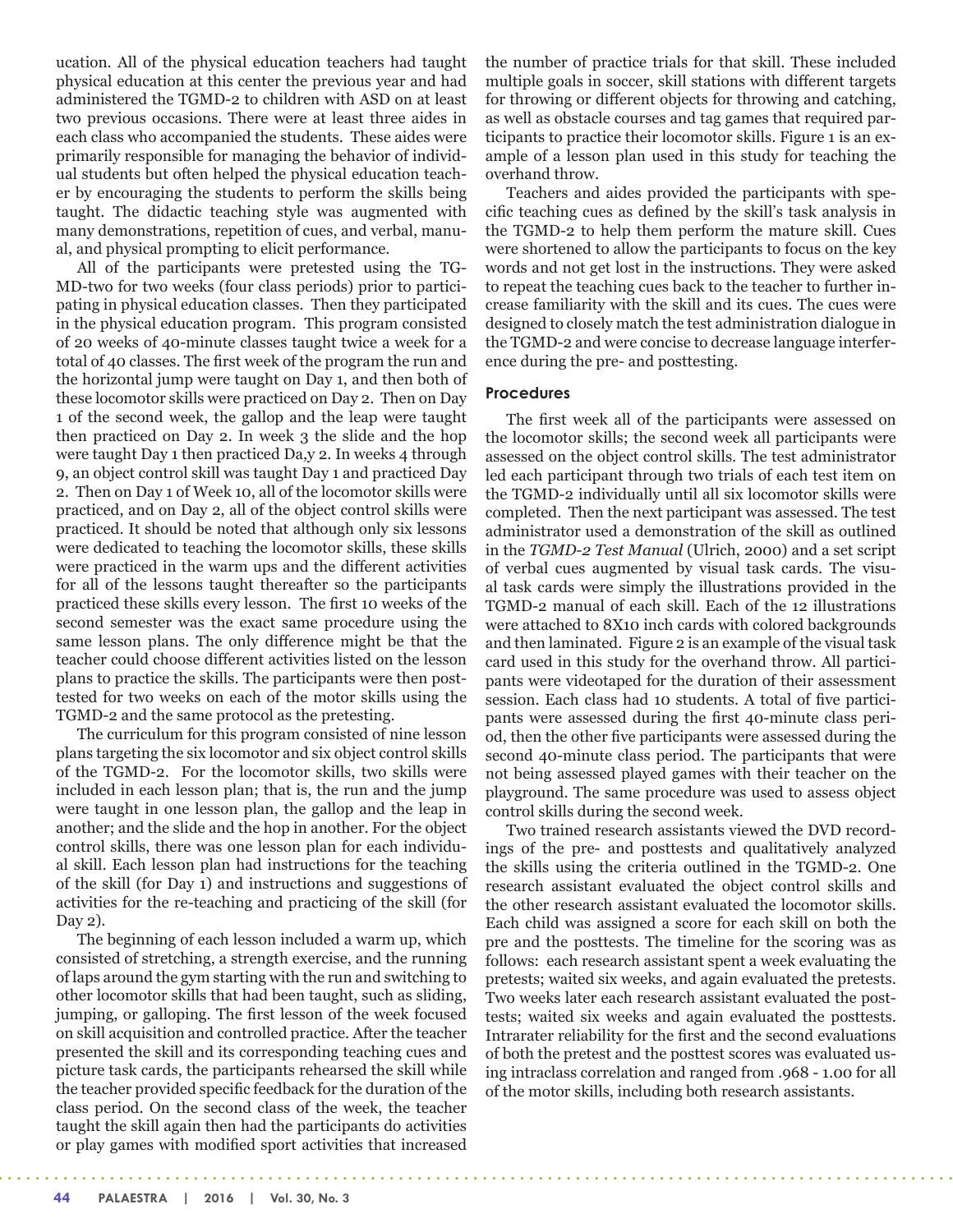ucation. All of the physical education teachers had taught physical education at this center the previous year and had administered the TGMD-2 to children with ASD on at least two previous occasions. There were at least three aides in each class who accompanied the students. These aides were primarily responsible for managing the behavior of individual students but often helped the physical education teacher by encouraging the students to perform the skills being taught. The didactic teaching style was augmented with many demonstrations, repetition of cues, and verbal, manual, and physical prompting to elicit performance.

All of the participants were pretested using the TGMD-two for two weeks (four class periods) prior to participating in physical education classes. Then they participated in the physical education program. This program consisted of 20 weeks of 40-minute classes taught twice a week for a total of 40 classes. The first week of the program the run and the horizontal jump were taught on Day 1, and then both of these locomotor skills were practiced on Day 2. Then on Day 1 of the second week, the gallop and the leap were taught then practiced on Day 2. In week 3 the slide and the hop were taught Day 1 then practiced Da,y 2. In weeks 4 through 9, an object control skill was taught Day 1 and practiced Day 2. Then on Day 1 of Week 10, all of the locomotor skills were practiced, and on Day 2, all of the object control skills were practiced. It should be noted that although only six lessons were dedicated to teaching the locomotor skills, these skills were practiced in the warm ups and the different activities for all of the lessons taught thereafter so the participants practiced these skills every lesson. The first 10 weeks of the second semester was the exact same procedure using the same lesson plans. The only difference might be that the teacher could choose different activities listed on the lesson plans to practice the skills. The participants were then posttested for two weeks on each of the motor skills using the TGMD-2 and the same protocol as the pretesting.

The curriculum for this program consisted of nine lesson plans targeting the six locomotor and six object control skills of the TGMD-2. For the locomotor skills, two skills were included in each lesson plan; that is, the run and the jump were taught in one lesson plan, the gallop and the leap in another; and the slide and the hop in another. For the object control skills, there was one lesson plan for each individual skill. Each lesson plan had instructions for the teaching of the skill (for Day 1) and instructions and suggestions of activities for the re-teaching and practicing of the skill (for Day 2).

The beginning of each lesson included a warm up, which consisted of stretching, a strength exercise, and the running of laps around the gym starting with the run and switching to other locomotor skills that had been taught, such as sliding, jumping, or galloping. The first lesson of the week focused on skill acquisition and controlled practice. After the teacher presented the skill and its corresponding teaching cues and picture task cards, the participants rehearsed the skill while the teacher provided specific feedback for the duration of the class period. On the second class of the week, the teacher taught the skill again then had the participants do activities or play games with modified sport activities that increased the number of practice trials for that skill. These included multiple goals in soccer, skill stations with different targets for throwing or different objects for throwing and catching, as well as obstacle courses and tag games that required participants to practice their locomotor skills. Figure 1 is an example of a lesson plan used in this study for teaching the overhand throw.

Teachers and aides provided the participants with specific teaching cues as defined by the skill's task analysis in the TGMD-2 to help them perform the mature skill. Cues were shortened to allow the participants to focus on the key words and not get lost in the instructions. They were asked to repeat the teaching cues back to the teacher to further increase familiarity with the skill and its cues. The cues were designed to closely match the test administration dialogue in the TGMD-2 and were concise to decrease language interference during the pre- and posttesting.

### Procedures

The first week all of the participants were assessed on the locomotor skills; the second week all participants were assessed on the object control skills. The test administrator led each participant through two trials of each test item on the TGMD-2 individually until all six locomotor skills were completed. Then the next participant was assessed. The test administrator used a demonstration of the skill as outlined in the *TGMD-2 Test Manual* (Ulrich, 2000) and a set script of verbal cues augmented by visual task cards. The visual task cards were simply the illustrations provided in the TGMD-2 manual of each skill. Each of the 12 illustrations were attached to 8X10 inch cards with colored backgrounds and then laminated. Figure 2 is an example of the visual task card used in this study for the overhand throw. All participants were videotaped for the duration of their assessment session. Each class had 10 students. A total of five participants were assessed during the first 40-minute class period, then the other five participants were assessed during the second 40-minute class period. The participants that were not being assessed played games with their teacher on the playground. The same procedure was used to assess object control skills during the second week.

Two trained research assistants viewed the DVD recordings of the pre- and posttests and qualitatively analyzed the skills using the criteria outlined in the TGMD-2. One research assistant evaluated the object control skills and the other research assistant evaluated the locomotor skills. Each child was assigned a score for each skill on both the pre and the posttests. The timeline for the scoring was as follows: each research assistant spent a week evaluating the pretests; waited six weeks, and again evaluated the pretests. Two weeks later each research assistant evaluated the posttests; waited six weeks and again evaluated the posttests. Intrarater reliability for the first and the second evaluations of both the pretest and the posttest scores was evaluated using intraclass correlation and ranged from .968 - 1.00 for all of the motor skills, including both research assistants.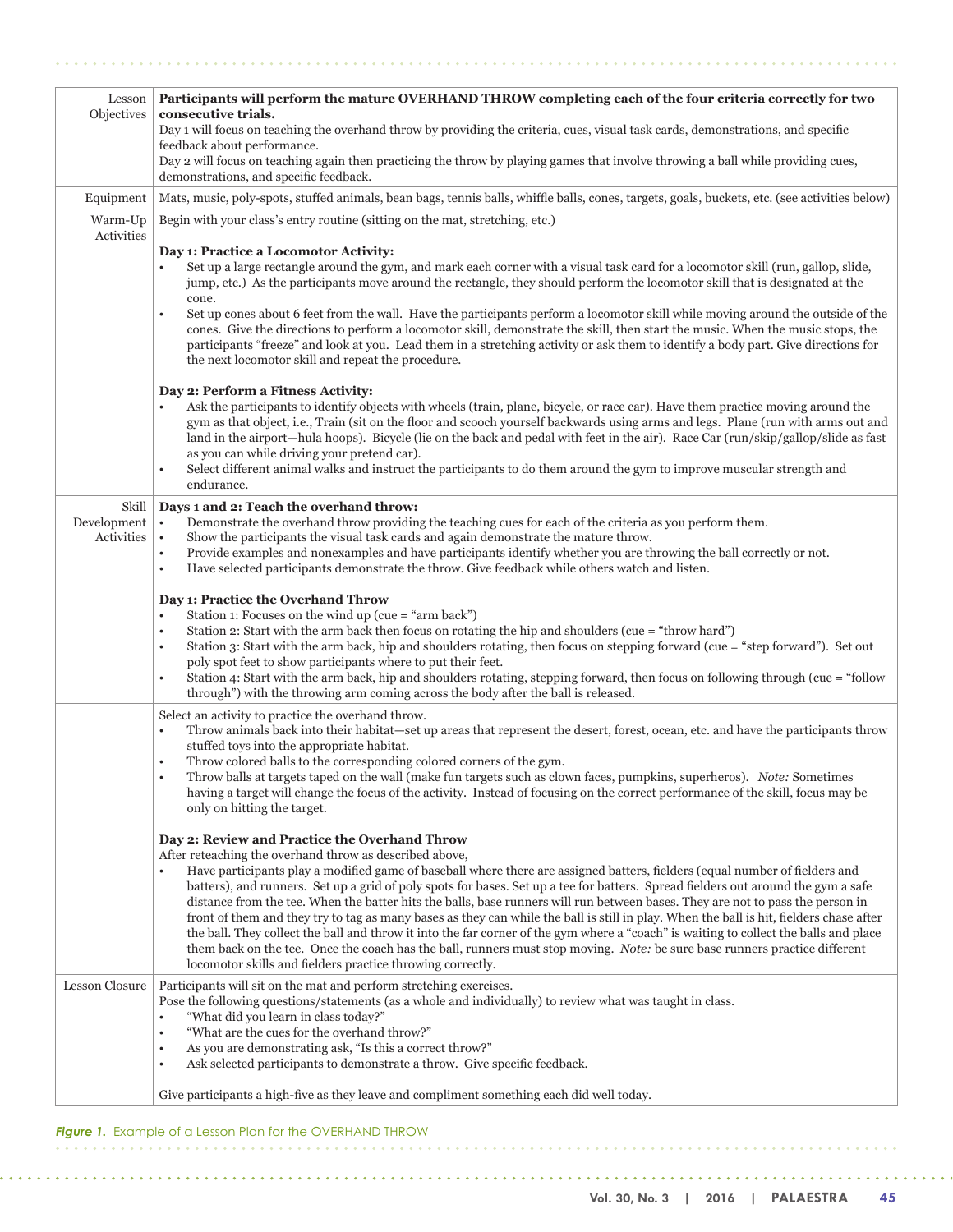| | |
|---|---|
| Lesson Objectives | **Participants will perform the mature OVERHAND THROW completing each of the four criteria correctly for two consecutive trials.**<br>Day 1 will focus on teaching the overhand throw by providing the criteria, cues, visual task cards, demonstrations, and specific feedback about performance.<br>Day 2 will focus on teaching again then practicing the throw by playing games that involve throwing a ball while providing cues, demonstrations, and specific feedback. |
| Equipment | Mats, music, poly-spots, stuffed animals, bean bags, tennis balls, whiffle balls, cones, targets, goals, buckets, etc. (see activities below) |
| Warm-Up Activities | Begin with your class's entry routine (sitting on the mat, stretching, etc.)<br><br>**Day 1: Practice a Locomotor Activity:**<br>• Set up a large rectangle around the gym, and mark each corner with a visual task card for a locomotor skill (run, gallop, slide, jump, etc.) As the participants move around the rectangle, they should perform the locomotor skill that is designated at the cone.<br>• Set up cones about 6 feet from the wall. Have the participants perform a locomotor skill while moving around the outside of the cones. Give the directions to perform a locomotor skill, demonstrate the skill, then start the music. When the music stops, the participants "freeze" and look at you. Lead them in a stretching activity or ask them to identify a body part. Give directions for the next locomotor skill and repeat the procedure.<br><br>**Day 2: Perform a Fitness Activity:**<br>• Ask the participants to identify objects with wheels (train, plane, bicycle, or race car). Have them practice moving around the gym as that object, i.e., Train (sit on the floor and scooch yourself backwards using arms and legs. Plane (run with arms out and land in the airport—hula hoops). Bicycle (lie on the back and pedal with feet in the air). Race Car (run/skip/gallop/slide as fast as you can while driving your pretend car).<br>• Select different animal walks and instruct the participants to do them around the gym to improve muscular strength and endurance. |
| Skill Development Activities | **Days 1 and 2: Teach the overhand throw:**<br>• Demonstrate the overhand throw providing the teaching cues for each of the criteria as you perform them.<br>• Show the participants the visual task cards and again demonstrate the mature throw.<br>• Provide examples and nonexamples and have participants identify whether you are throwing the ball correctly or not.<br>• Have selected participants demonstrate the throw. Give feedback while others watch and listen.<br><br>**Day 1: Practice the Overhand Throw**<br>• Station 1: Focuses on the wind up (cue = "arm back")<br>• Station 2: Start with the arm back then focus on rotating the hip and shoulders (cue = "throw hard")<br>• Station 3: Start with the arm back, hip and shoulders rotating, then focus on stepping forward (cue = "step forward"). Set out poly spot feet to show participants where to put their feet.<br>• Station 4: Start with the arm back, hip and shoulders rotating, stepping forward, then focus on following through (cue = "follow through") with the throwing arm coming across the body after the ball is released. |
| | Select an activity to practice the overhand throw.<br>• Throw animals back into their habitat—set up areas that represent the desert, forest, ocean, etc. and have the participants throw stuffed toys into the appropriate habitat.<br>• Throw colored balls to the corresponding colored corners of the gym.<br>• Throw balls at targets taped on the wall (make fun targets such as clown faces, pumpkins, superheros). *Note:* Sometimes having a target will change the focus of the activity. Instead of focusing on the correct performance of the skill, focus may be only on hitting the target.<br><br>**Day 2: Review and Practice the Overhand Throw**<br>After reteaching the overhand throw as described above,<br>• Have participants play a modified game of baseball where there are assigned batters, fielders (equal number of fielders and batters), and runners. Set up a grid of poly spots for bases. Set up a tee for batters. Spread fielders out around the gym a safe distance from the tee. When the batter hits the balls, base runners will run between bases. They are not to pass the person in front of them and they try to tag as many bases as they can while the ball is still in play. When the ball is hit, fielders chase after the ball. They collect the ball and throw it into the far corner of the gym where a "coach" is waiting to collect the balls and place them back on the tee. Once the coach has the ball, runners must stop moving. *Note:* be sure base runners practice different locomotor skills and fielders practice throwing correctly. |
| Lesson Closure | Participants will sit on the mat and perform stretching exercises.<br>Pose the following questions/statements (as a whole and individually) to review what was taught in class.<br>• "What did you learn in class today?"<br>• "What are the cues for the overhand throw?"<br>• As you are demonstrating ask, "Is this a correct throw?"<br>• Ask selected participants to demonstrate a throw. Give specific feedback.<br><br>Give participants a high-five as they leave and compliment something each did well today. |

***Figure 1.*** Example of a Lesson Plan for the OVERHAND THROW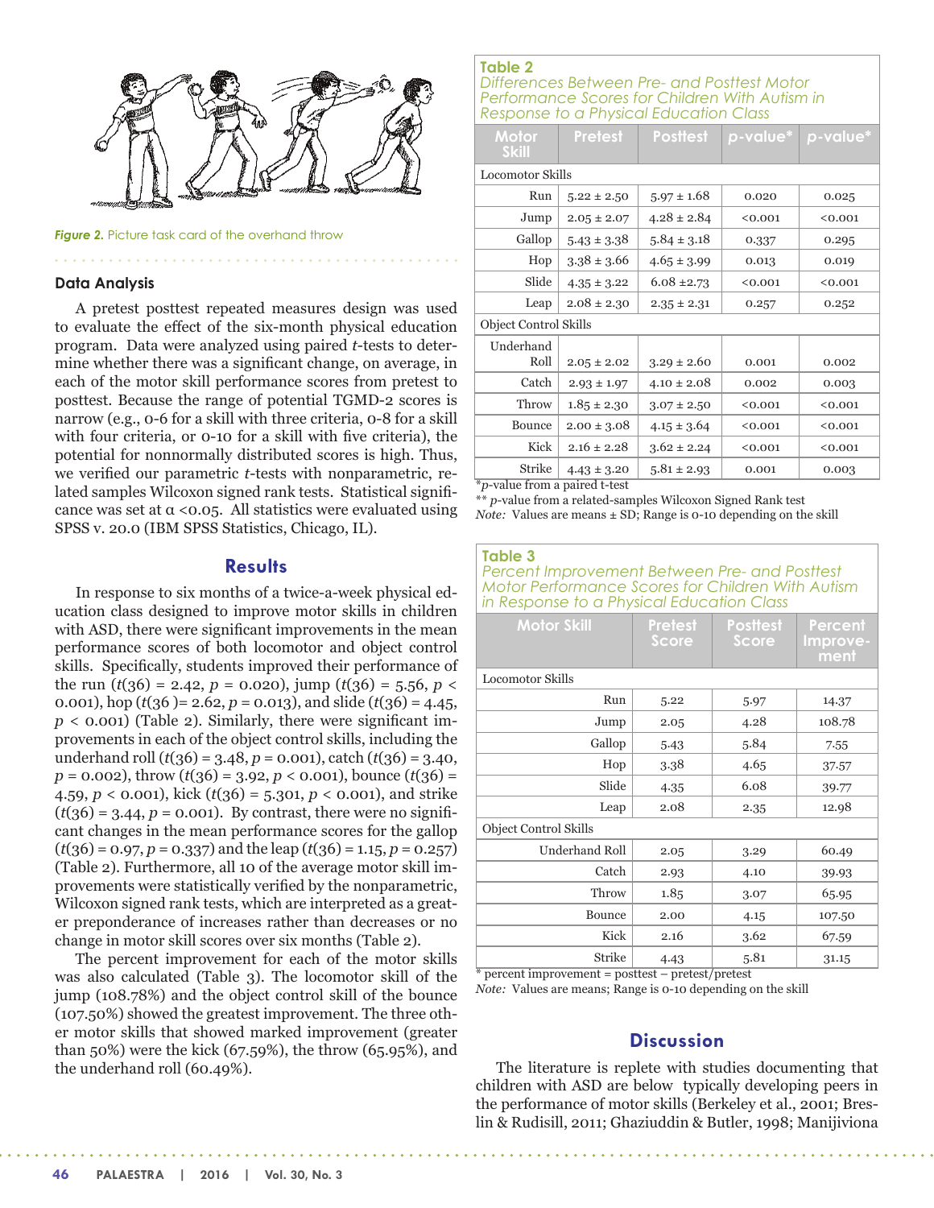*Figure 2.* Picture task card of the overhand throw

### Data Analysis

A pretest posttest repeated measures design was used to evaluate the effect of the six-month physical education program. Data were analyzed using paired *t*-tests to determine whether there was a significant change, on average, in each of the motor skill performance scores from pretest to posttest. Because the range of potential TGMD-2 scores is narrow (e.g., 0-6 for a skill with three criteria, 0-8 for a skill with four criteria, or 0-10 for a skill with five criteria), the potential for nonnormally distributed scores is high. Thus, we verified our parametric *t*-tests with nonparametric, related samples Wilcoxon signed rank tests. Statistical significance was set at $\alpha < 0.05$. All statistics were evaluated using SPSS v. 20.0 (IBM SPSS Statistics, Chicago, IL).

## Results

In response to six months of a twice-a-week physical education class designed to improve motor skills in children with ASD, there were significant improvements in the mean performance scores of both locomotor and object control skills. Specifically, students improved their performance of the run ($t(36) = 2.42$, $p = 0.020$), jump ($t(36) = 5.56$, $p < 0.001$), hop ($t(36) = 2.62$, $p = 0.013$), and slide ($t(36) = 4.45$, $p < 0.001$) (Table 2). Similarly, there were significant improvements in each of the object control skills, including the underhand roll ($t(36) = 3.48$, $p = 0.001$), catch ($t(36) = 3.40$, $p = 0.002$), throw ($t(36) = 3.92$, $p < 0.001$), bounce ($t(36) = 4.59$, $p < 0.001$), kick ($t(36) = 5.301$, $p < 0.001$), and strike ($t(36) = 3.44$, $p = 0.001$). By contrast, there were no significant changes in the mean performance scores for the gallop ($t(36) = 0.97$, $p = 0.337$) and the leap ($t(36) = 1.15$, $p = 0.257$) (Table 2). Furthermore, all 10 of the average motor skill improvements were statistically verified by the nonparametric, Wilcoxon signed rank tests, which are interpreted as a greater preponderance of increases rather than decreases or no change in motor skill scores over six months (Table 2).

The percent improvement for each of the motor skills was also calculated (Table 3). The locomotor skill of the jump (108.78%) and the object control skill of the bounce (107.50%) showed the greatest improvement. The three other motor skills that showed marked improvement (greater than 50%) were the kick (67.59%), the throw (65.95%), and the underhand roll (60.49%).

**Table 2**
*Differences Between Pre- and Posttest Motor Performance Scores for Children With Autism in Response to a Physical Education Class*

| Motor Skill | Pretest | Posttest | p-value* | p-value* |
|---|---|---|---|---|
| Locomotor Skills | | | | |
| Run | 5.22 ± 2.50 | 5.97 ± 1.68 | 0.020 | 0.025 |
| Jump | 2.05 ± 2.07 | 4.28 ± 2.84 | <0.001 | <0.001 |
| Gallop | 5.43 ± 3.38 | 5.84 ± 3.18 | 0.337 | 0.295 |
| Hop | 3.38 ± 3.66 | 4.65 ± 3.99 | 0.013 | 0.019 |
| Slide | 4.35 ± 3.22 | 6.08 ±2.73 | <0.001 | <0.001 |
| Leap | 2.08 ± 2.30 | 2.35 ± 2.31 | 0.257 | 0.252 |
| Object Control Skills | | | | |
| Underhand Roll | 2.05 ± 2.02 | 3.29 ± 2.60 | 0.001 | 0.002 |
| Catch | 2.93 ± 1.97 | 4.10 ± 2.08 | 0.002 | 0.003 |
| Throw | 1.85 ± 2.30 | 3.07 ± 2.50 | <0.001 | <0.001 |
| Bounce | 2.00 ± 3.08 | 4.15 ± 3.64 | <0.001 | <0.001 |
| Kick | 2.16 ± 2.28 | 3.62 ± 2.24 | <0.001 | <0.001 |
| Strike | 4.43 ± 3.20 | 5.81 ± 2.93 | 0.001 | 0.003 |

\*p-value from a paired t-test
** p-value from a related-samples Wilcoxon Signed Rank test
*Note:* Values are means ± SD; Range is 0-10 depending on the skill

**Table 3**
*Percent Improvement Between Pre- and Posttest Motor Performance Scores for Children With Autism in Response to a Physical Education Class*

| Motor Skill | Pretest Score | Posttest Score | Percent Improvement |
|---|---|---|---|
| Locomotor Skills | | | |
| Run | 5.22 | 5.97 | 14.37 |
| Jump | 2.05 | 4.28 | 108.78 |
| Gallop | 5.43 | 5.84 | 7.55 |
| Hop | 3.38 | 4.65 | 37.57 |
| Slide | 4.35 | 6.08 | 39.77 |
| Leap | 2.08 | 2.35 | 12.98 |
| Object Control Skills | | | |
| Underhand Roll | 2.05 | 3.29 | 60.49 |
| Catch | 2.93 | 4.10 | 39.93 |
| Throw | 1.85 | 3.07 | 65.95 |
| Bounce | 2.00 | 4.15 | 107.50 |
| Kick | 2.16 | 3.62 | 67.59 |
| Strike | 4.43 | 5.81 | 31.15 |

\* percent improvement = posttest – pretest/pretest
*Note:* Values are means; Range is 0-10 depending on the skill

## Discussion

The literature is replete with studies documenting that children with ASD are below typically developing peers in the performance of motor skills (Berkeley et al., 2001; Breslin & Rudisill, 2011; Ghaziuddin & Butler, 1998; Manjiviona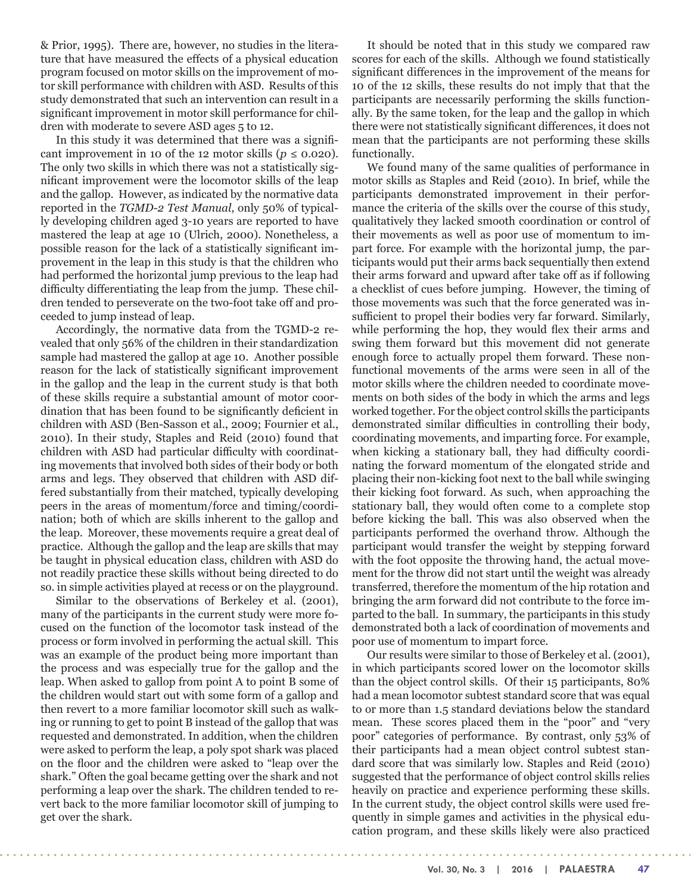& Prior, 1995). There are, however, no studies in the literature that have measured the effects of a physical education program focused on motor skills on the improvement of motor skill performance with children with ASD. Results of this study demonstrated that such an intervention can result in a significant improvement in motor skill performance for children with moderate to severe ASD ages 5 to 12.

In this study it was determined that there was a significant improvement in 10 of the 12 motor skills ($p \leq 0.020$). The only two skills in which there was not a statistically significant improvement were the locomotor skills of the leap and the gallop. However, as indicated by the normative data reported in the *TGMD-2 Test Manual*, only 50% of typically developing children aged 3-10 years are reported to have mastered the leap at age 10 (Ulrich, 2000). Nonetheless, a possible reason for the lack of a statistically significant improvement in the leap in this study is that the children who had performed the horizontal jump previous to the leap had difficulty differentiating the leap from the jump. These children tended to perseverate on the two-foot take off and proceeded to jump instead of leap.

Accordingly, the normative data from the TGMD-2 revealed that only 56% of the children in their standardization sample had mastered the gallop at age 10. Another possible reason for the lack of statistically significant improvement in the gallop and the leap in the current study is that both of these skills require a substantial amount of motor coordination that has been found to be significantly deficient in children with ASD (Ben-Sasson et al., 2009; Fournier et al., 2010). In their study, Staples and Reid (2010) found that children with ASD had particular difficulty with coordinating movements that involved both sides of their body or both arms and legs. They observed that children with ASD differed substantially from their matched, typically developing peers in the areas of momentum/force and timing/coordination; both of which are skills inherent to the gallop and the leap. Moreover, these movements require a great deal of practice. Although the gallop and the leap are skills that may be taught in physical education class, children with ASD do not readily practice these skills without being directed to do so. in simple activities played at recess or on the playground.

Similar to the observations of Berkeley et al. (2001), many of the participants in the current study were more focused on the function of the locomotor task instead of the process or form involved in performing the actual skill. This was an example of the product being more important than the process and was especially true for the gallop and the leap. When asked to gallop from point A to point B some of the children would start out with some form of a gallop and then revert to a more familiar locomotor skill such as walking or running to get to point B instead of the gallop that was requested and demonstrated. In addition, when the children were asked to perform the leap, a poly spot shark was placed on the floor and the children were asked to "leap over the shark." Often the goal became getting over the shark and not performing a leap over the shark. The children tended to revert back to the more familiar locomotor skill of jumping to get over the shark.

It should be noted that in this study we compared raw scores for each of the skills. Although we found statistically significant differences in the improvement of the means for 10 of the 12 skills, these results do not imply that that the participants are necessarily performing the skills functionally. By the same token, for the leap and the gallop in which there were not statistically significant differences, it does not mean that the participants are not performing these skills functionally.

We found many of the same qualities of performance in motor skills as Staples and Reid (2010). In brief, while the participants demonstrated improvement in their performance the criteria of the skills over the course of this study, qualitatively they lacked smooth coordination or control of their movements as well as poor use of momentum to impart force. For example with the horizontal jump, the participants would put their arms back sequentially then extend their arms forward and upward after take off as if following a checklist of cues before jumping. However, the timing of those movements was such that the force generated was insufficient to propel their bodies very far forward. Similarly, while performing the hop, they would flex their arms and swing them forward but this movement did not generate enough force to actually propel them forward. These non-functional movements of the arms were seen in all of the motor skills where the children needed to coordinate movements on both sides of the body in which the arms and legs worked together. For the object control skills the participants demonstrated similar difficulties in controlling their body, coordinating movements, and imparting force. For example, when kicking a stationary ball, they had difficulty coordinating the forward momentum of the elongated stride and placing their non-kicking foot next to the ball while swinging their kicking foot forward. As such, when approaching the stationary ball, they would often come to a complete stop before kicking the ball. This was also observed when the participants performed the overhand throw. Although the participant would transfer the weight by stepping forward with the foot opposite the throwing hand, the actual movement for the throw did not start until the weight was already transferred, therefore the momentum of the hip rotation and bringing the arm forward did not contribute to the force imparted to the ball. In summary, the participants in this study demonstrated both a lack of coordination of movements and poor use of momentum to impart force.

Our results were similar to those of Berkeley et al. (2001), in which participants scored lower on the locomotor skills than the object control skills. Of their 15 participants, 80% had a mean locomotor subtest standard score that was equal to or more than 1.5 standard deviations below the standard mean. These scores placed them in the "poor" and "very poor" categories of performance. By contrast, only 53% of their participants had a mean object control subtest standard score that was similarly low. Staples and Reid (2010) suggested that the performance of object control skills relies heavily on practice and experience performing these skills. In the current study, the object control skills were used frequently in simple games and activities in the physical education program, and these skills likely were also practiced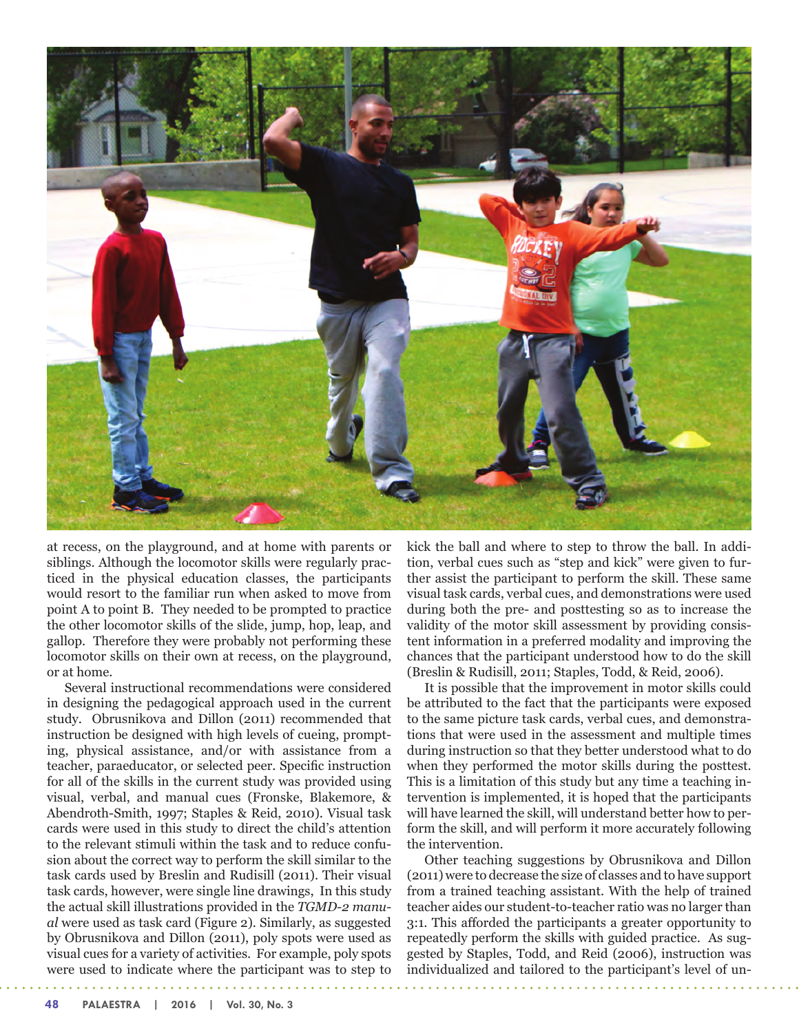at recess, on the playground, and at home with parents or siblings. Although the locomotor skills were regularly practiced in the physical education classes, the participants would resort to the familiar run when asked to move from point A to point B. They needed to be prompted to practice the other locomotor skills of the slide, jump, hop, leap, and gallop. Therefore they were probably not performing these locomotor skills on their own at recess, on the playground, or at home.

Several instructional recommendations were considered in designing the pedagogical approach used in the current study. Obrusnikova and Dillon (2011) recommended that instruction be designed with high levels of cueing, prompting, physical assistance, and/or with assistance from a teacher, paraeducator, or selected peer. Specific instruction for all of the skills in the current study was provided using visual, verbal, and manual cues (Fronske, Blakemore, & Abendroth-Smith, 1997; Staples & Reid, 2010). Visual task cards were used in this study to direct the child's attention to the relevant stimuli within the task and to reduce confusion about the correct way to perform the skill similar to the task cards used by Breslin and Rudisill (2011). Their visual task cards, however, were single line drawings, In this study the actual skill illustrations provided in the *TGMD-2 manual* were used as task card (Figure 2). Similarly, as suggested by Obrusnikova and Dillon (2011), poly spots were used as visual cues for a variety of activities. For example, poly spots were used to indicate where the participant was to step to kick the ball and where to step to throw the ball. In addition, verbal cues such as "step and kick" were given to further assist the participant to perform the skill. These same visual task cards, verbal cues, and demonstrations were used during both the pre- and posttesting so as to increase the validity of the motor skill assessment by providing consistent information in a preferred modality and improving the chances that the participant understood how to do the skill (Breslin & Rudisill, 2011; Staples, Todd, & Reid, 2006).

It is possible that the improvement in motor skills could be attributed to the fact that the participants were exposed to the same picture task cards, verbal cues, and demonstrations that were used in the assessment and multiple times during instruction so that they better understood what to do when they performed the motor skills during the posttest. This is a limitation of this study but any time a teaching intervention is implemented, it is hoped that the participants will have learned the skill, will understand better how to perform the skill, and will perform it more accurately following the intervention.

Other teaching suggestions by Obrusnikova and Dillon (2011) were to decrease the size of classes and to have support from a trained teaching assistant. With the help of trained teacher aides our student-to-teacher ratio was no larger than 3:1. This afforded the participants a greater opportunity to repeatedly perform the skills with guided practice. As suggested by Staples, Todd, and Reid (2006), instruction was individualized and tailored to the participant's level of un-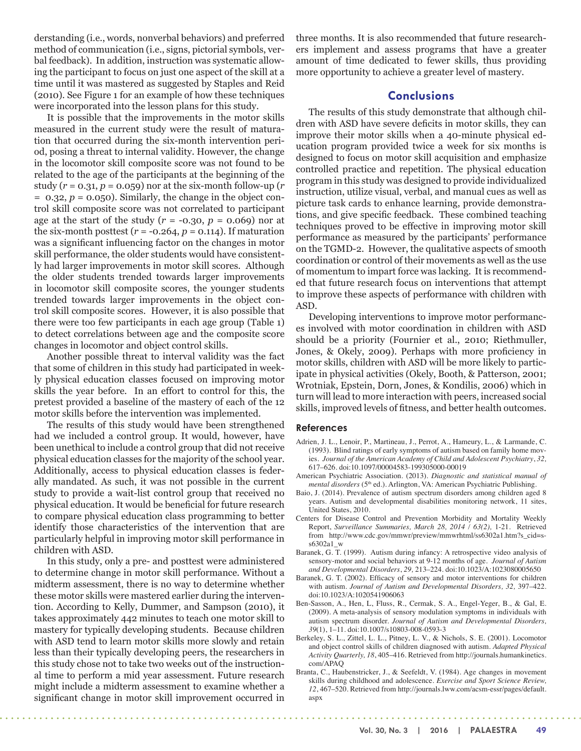derstanding (i.e., words, nonverbal behaviors) and preferred method of communication (i.e., signs, pictorial symbols, verbal feedback). In addition, instruction was systematic allowing the participant to focus on just one aspect of the skill at a time until it was mastered as suggested by Staples and Reid (2010). See Figure 1 for an example of how these techniques were incorporated into the lesson plans for this study.

It is possible that the improvements in the motor skills measured in the current study were the result of maturation that occurred during the six-month intervention period, posing a threat to internal validity. However, the change in the locomotor skill composite score was not found to be related to the age of the participants at the beginning of the study ($r = 0.31$, $p = 0.059$) nor at the six-month follow-up ($r = 0.32$, $p = 0.050$). Similarly, the change in the object control skill composite score was not correlated to participant age at the start of the study ($r = -0.30$, $p = 0.069$) nor at the six-month posttest ($r = -0.264$, $p = 0.114$). If maturation was a significant influencing factor on the changes in motor skill performance, the older students would have consistently had larger improvements in motor skill scores. Although the older students trended towards larger improvements in locomotor skill composite scores, the younger students trended towards larger improvements in the object control skill composite scores. However, it is also possible that there were too few participants in each age group (Table 1) to detect correlations between age and the composite score changes in locomotor and object control skills.

Another possible threat to interval validity was the fact that some of children in this study had participated in weekly physical education classes focused on improving motor skills the year before. In an effort to control for this, the pretest provided a baseline of the mastery of each of the 12 motor skills before the intervention was implemented.

The results of this study would have been strengthened had we included a control group. It would, however, have been unethical to include a control group that did not receive physical education classes for the majority of the school year. Additionally, access to physical education classes is federally mandated. As such, it was not possible in the current study to provide a wait-list control group that received no physical education. It would be beneficial for future research to compare physical education class programming to better identify those characteristics of the intervention that are particularly helpful in improving motor skill performance in children with ASD.

In this study, only a pre- and posttest were administered to determine change in motor skill performance. Without a midterm assessment, there is no way to determine whether these motor skills were mastered earlier during the intervention. According to Kelly, Dummer, and Sampson (2010), it takes approximately 442 minutes to teach one motor skill to mastery for typically developing students. Because children with ASD tend to learn motor skills more slowly and retain less than their typically developing peers, the researchers in this study chose not to take two weeks out of the instructional time to perform a mid year assessment. Future research might include a midterm assessment to examine whether a significant change in motor skill improvement occurred in three months. It is also recommended that future researchers implement and assess programs that have a greater amount of time dedicated to fewer skills, thus providing more opportunity to achieve a greater level of mastery.

## Conclusions

The results of this study demonstrate that although children with ASD have severe deficits in motor skills, they can improve their motor skills when a 40-minute physical education program provided twice a week for six months is designed to focus on motor skill acquisition and emphasize controlled practice and repetition. The physical education program in this study was designed to provide individualized instruction, utilize visual, verbal, and manual cues as well as picture task cards to enhance learning, provide demonstrations, and give specific feedback. These combined teaching techniques proved to be effective in improving motor skill performance as measured by the participants' performance on the TGMD-2. However, the qualitative aspects of smooth coordination or control of their movements as well as the use of momentum to impart force was lacking. It is recommended that future research focus on interventions that attempt to improve these aspects of performance with children with ASD.

Developing interventions to improve motor performances involved with motor coordination in children with ASD should be a priority (Fournier et al., 2010; Riethmuller, Jones, & Okely, 2009). Perhaps with more proficiency in motor skills, children with ASD will be more likely to participate in physical activities (Okely, Booth, & Patterson, 2001; Wrotniak, Epstein, Dorn, Jones, & Kondilis, 2006) which in turn will lead to more interaction with peers, increased social skills, improved levels of fitness, and better health outcomes.

### References

Adrien, J. L., Lenoir, P., Martineau, J., Perrot, A., Hameury, L., & Larmande, C. (1993). Blind ratings of early symptoms of autism based on family home movies. *Journal of the American Academy of Child and Adolescent Psychiatry*, *32,* 617–626. doi:10.1097/00004583-199305000-00019

American Psychiatric Association. (2013). *Diagnostic and statistical manual of mental disorders* (5th ed.). Arlington, VA: American Psychiatric Publishing.

Baio, J. (2014). Prevalence of autism spectrum disorders among children aged 8 years. Autism and developmental disabilities monitoring network, 11 sites, United States, 2010.

Centers for Disease Control and Prevention Morbidity and Mortality Weekly Report, *Surveillance Summaries, March 28, 2014 / 63(2),* 1-21. Retrieved from http://www.cdc.gov/mmwr/preview/mmwrhtml/ss6302a1.htm?s_cid=ss6302a1_w

Baranek, G. T. (1999). Autism during infancy: A retrospective video analysis of sensory-motor and social behaviors at 9-12 months of age. *Journal of Autism and Developmental Disorders*, *29,* 213–224. doi:10.1023/A:1023080005650

Baranek, G. T. (2002). Efficacy of sensory and motor interventions for children with autism. *Journal of Autism and Developmental Disorders, 32,* 397–422. doi:10.1023/A:1020541906063

Ben-Sasson, A., Hen, L., Fluss, R., Cermak, S. A., Engel-Yeger, B., & Gal, E. (2009). A meta-analysis of sensory modulation symptoms in individuals with autism spectrum disorder. *Journal of Autism and Developmental Disorders, 39*(1), 1–11. doi:10.1007/s10803-008-0593-3

Berkeley, S. L., Zittel, L. L., Pitney, L. V., & Nichols, S. E. (2001). Locomotor and object control skills of children diagnosed with autism. *Adapted Physical Activity Quarterly, 18*, 405–416. Retrieved from http://journals.humankinetics.com/APAQ

Branta, C., Haubenstricker, J., & Seefeldt, V. (1984). Age changes in movement skills during childhood and adolescence. *Exercise and Sport Science Review, 12*, 467–520. Retrieved from http://journals.lww.com/acsm-essr/pages/default.aspx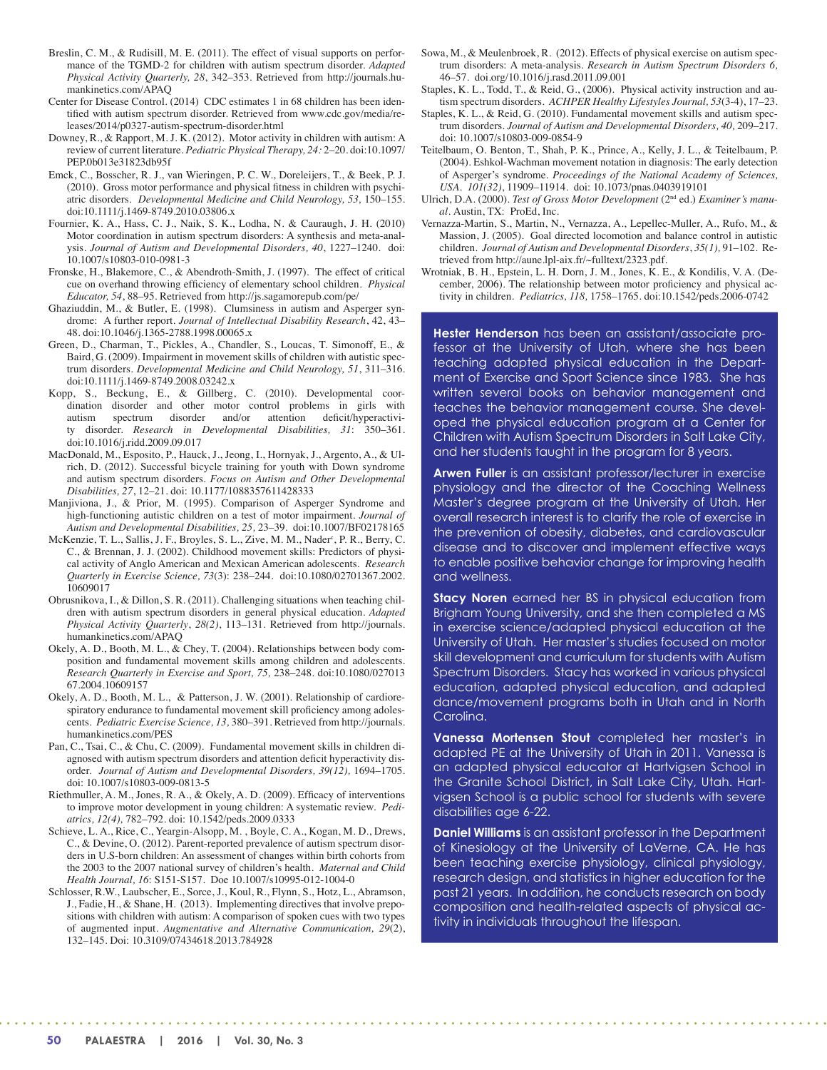Breslin, C. M., & Rudisill, M. E. (2011). The effect of visual supports on performance of the TGMD-2 for children with autism spectrum disorder. *Adapted Physical Activity Quarterly, 28*, 342–353. Retrieved from http://journals.humankinetics.com/APAQ

Center for Disease Control. (2014) CDC estimates 1 in 68 children has been identified with autism spectrum disorder. Retrieved from www.cdc.gov/media/releases/2014/p0327-autism-spectrum-disorder.html

Downey, R., & Rapport, M. J. K. (2012). Motor activity in children with autism: A review of current literature. *Pediatric Physical Therapy, 24:* 2–20. doi:10.1097/PEP.0b013e31823db95f

Emck, C., Bosscher, R. J., van Wieringen, P. C. W., Doreleijers, T., & Beek, P. J. (2010). Gross motor performance and physical fitness in children with psychiatric disorders. *Developmental Medicine and Child Neurology, 53,* 150–155. doi:10.1111/j.1469-8749.2010.03806.x

Fournier, K. A., Hass, C. J., Naik, S. K., Lodha, N. & Cauraugh, J. H. (2010) Motor coordination in autism spectrum disorders: A synthesis and meta-analysis. *Journal of Autism and Developmental Disorders, 40*, 1227–1240. doi: 10.1007/s10803-010-0981-3

Fronske, H., Blakemore, C., & Abendroth-Smith, J. (1997). The effect of critical cue on overhand throwing efficiency of elementary school children. *Physical Educator, 54*, 88–95. Retrieved from http://js.sagamorepub.com/pe/

Ghaziuddin, M., & Butler, E. (1998). Clumsiness in autism and Asperger syndrome: A further report. *Journal of Intellectual Disability Research*, 42, 43–48. doi:10.1046/j.1365-2788.1998.00065.x

Green, D., Charman, T., Pickles, A., Chandler, S., Loucas, T. Simonoff, E., & Baird, G. (2009). Impairment in movement skills of children with autistic spectrum disorders. *Developmental Medicine and Child Neurology, 51*, 311–316. doi:10.1111/j.1469-8749.2008.03242.x

Kopp, S., Beckung, E., & Gillberg, C. (2010). Developmental coordination disorder and other motor control problems in girls with autism spectrum disorder and/or attention deficit/hyperactivity disorder. *Research in Developmental Disabilities, 31*: 350–361. doi:10.1016/j.ridd.2009.09.017

MacDonald, M., Esposito, P., Hauck, J., Jeong, I., Hornyak, J., Argento, A., & Ulrich, D. (2012). Successful bicycle training for youth with Down syndrome and autism spectrum disorders. *Focus on Autism and Other Developmental Disabilities, 27*, 12–21. doi: 10.1177/1088357611428333

Manjiviona, J., & Prior, M. (1995). Comparison of Asperger Syndrome and high-functioning autistic children on a test of motor impairment. *Journal of Autism and Developmental Disabilities, 25,* 23–39. doi:10.1007/BF02178165

McKenzie, T. L., Sallis, J. F., Broyles, S. L., Zive, M. M., Nader[c], P. R., Berry, C. C., & Brennan, J. J. (2002). Childhood movement skills: Predictors of physical activity of Anglo American and Mexican American adolescents. *Research Quarterly in Exercise Science, 73*(3): 238–244. doi:10.1080/02701367.2002.10609017

Obrusnikova, I., & Dillon, S. R. (2011). Challenging situations when teaching children with autism spectrum disorders in general physical education. *Adapted Physical Activity Quarterly, 28(2)*, 113–131. Retrieved from http://journals.humankinetics.com/APAQ

Okely, A. D., Booth, M. L., & Chey, T. (2004). Relationships between body composition and fundamental movement skills among children and adolescents. *Research Quarterly in Exercise and Sport, 75,* 238–248. doi:10.1080/02701367.2004.10609157

Okely, A. D., Booth, M. L., & Patterson, J. W. (2001). Relationship of cardiorespiratory endurance to fundamental movement skill proficiency among adolescents. *Pediatric Exercise Science, 13,* 380–391. Retrieved from http://journals.humankinetics.com/PES

Pan, C., Tsai, C., & Chu, C. (2009). Fundamental movement skills in children diagnosed with autism spectrum disorders and attention deficit hyperactivity disorder. *Journal of Autism and Developmental Disorders, 39(12),* 1694–1705. doi: 10.1007/s10803-009-0813-5

Riethmuller, A. M., Jones, R. A., & Okely, A. D. (2009). Efficacy of interventions to improve motor development in young children: A systematic review. *Pediatrics, 12(4),* 782–792. doi: 10.1542/peds.2009.0333

Schieve, L. A., Rice, C., Yeargin-Alsopp, M. , Boyle, C. A., Kogan, M. D., Drews, C., & Devine, O. (2012). Parent-reported prevalence of autism spectrum disorders in U.S-born children: An assessment of changes within birth cohorts from the 2003 to the 2007 national survey of children's health. *Maternal and Child Health Journal, 16*: S151-S157. Doe 10.1007/s10995-012-1004-0

Schlosser, R.W., Laubscher, E., Sorce, J., Koul, R., Flynn, S., Hotz, L., Abramson, J., Fadie, H., & Shane, H. (2013). Implementing directives that involve prepositions with children with autism: A comparison of spoken cues with two types of augmented input. *Augmentative and Alternative Communication, 29*(2), 132–145. Doi: 10.3109/07434618.2013.784928

Sowa, M., & Meulenbroek, R. (2012). Effects of physical exercise on autism spectrum disorders: A meta-analysis. *Research in Autism Spectrum Disorders 6,* 46–57. doi.org/10.1016/j.rasd.2011.09.001

Staples, K. L., Todd, T., & Reid, G., (2006). Physical activity instruction and autism spectrum disorders. *ACHPER Healthy Lifestyles Journal, 53*(3-4), 17–23.

Staples, K. L., & Reid, G. (2010). Fundamental movement skills and autism spectrum disorders. *Journal of Autism and Developmental Disorders, 40,* 209–217. doi: 10.1007/s10803-009-0854-9

Teitelbaum, O. Benton, T., Shah, P. K., Prince, A., Kelly, J. L., & Teitelbaum, P. (2004). Eshkol-Wachman movement notation in diagnosis: The early detection of Asperger's syndrome. *Proceedings of the National Academy of Sciences, USA. 101(32)*, 11909–11914. doi: 10.1073/pnas.0403919101

Ulrich, D.A. (2000). *Test of Gross Motor Development* (2nd ed.) *Examiner's manual*. Austin, TX: ProEd, Inc.

Vernazza-Martin, S., Martin, N., Vernazza, A., Lepellec-Muller, A., Rufo, M., & Massion, J. (2005). Goal directed locomotion and balance control in autistic children. *Journal of Autism and Developmental Disorders, 35(1),* 91–102. Retrieved from http://aune.lpl-aix.fr/~fulltext/2323.pdf.

Wrotniak, B. H., Epstein, L. H. Dorn, J. M., Jones, K. E., & Kondilis, V. A. (December, 2006). The relationship between motor proficiency and physical activity in children. *Pediatrics, 118,* 1758–1765. doi:10.1542/peds.2006-0742

**Hester Henderson** has been an assistant/associate professor at the University of Utah, where she has been teaching adapted physical education in the Department of Exercise and Sport Science since 1983. She has written several books on behavior management and teaches the behavior management course. She developed the physical education program at a Center for Children with Autism Spectrum Disorders in Salt Lake City, and her students taught in the program for 8 years.

**Arwen Fuller** is an assistant professor/lecturer in exercise physiology and the director of the Coaching Wellness Master's degree program at the University of Utah. Her overall research interest is to clarify the role of exercise in the prevention of obesity, diabetes, and cardiovascular disease and to discover and implement effective ways to enable positive behavior change for improving health and wellness.

**Stacy Noren** earned her BS in physical education from Brigham Young University, and she then completed a MS in exercise science/adapted physical education at the University of Utah. Her master's studies focused on motor skill development and curriculum for students with Autism Spectrum Disorders. Stacy has worked in various physical education, adapted physical education, and adapted dance/movement programs both in Utah and in North Carolina.

**Vanessa Mortensen Stout** completed her master's in adapted PE at the University of Utah in 2011. Vanessa is an adapted physical educator at Hartvigsen School in the Granite School District, in Salt Lake City, Utah. Hartvigsen School is a public school for students with severe disabilities age 6-22.

**Daniel Williams** is an assistant professor in the Department of Kinesiology at the University of LaVerne, CA. He has been teaching exercise physiology, clinical physiology, research design, and statistics in higher education for the past 21 years. In addition, he conducts research on body composition and health-related aspects of physical activity in individuals throughout the lifespan.